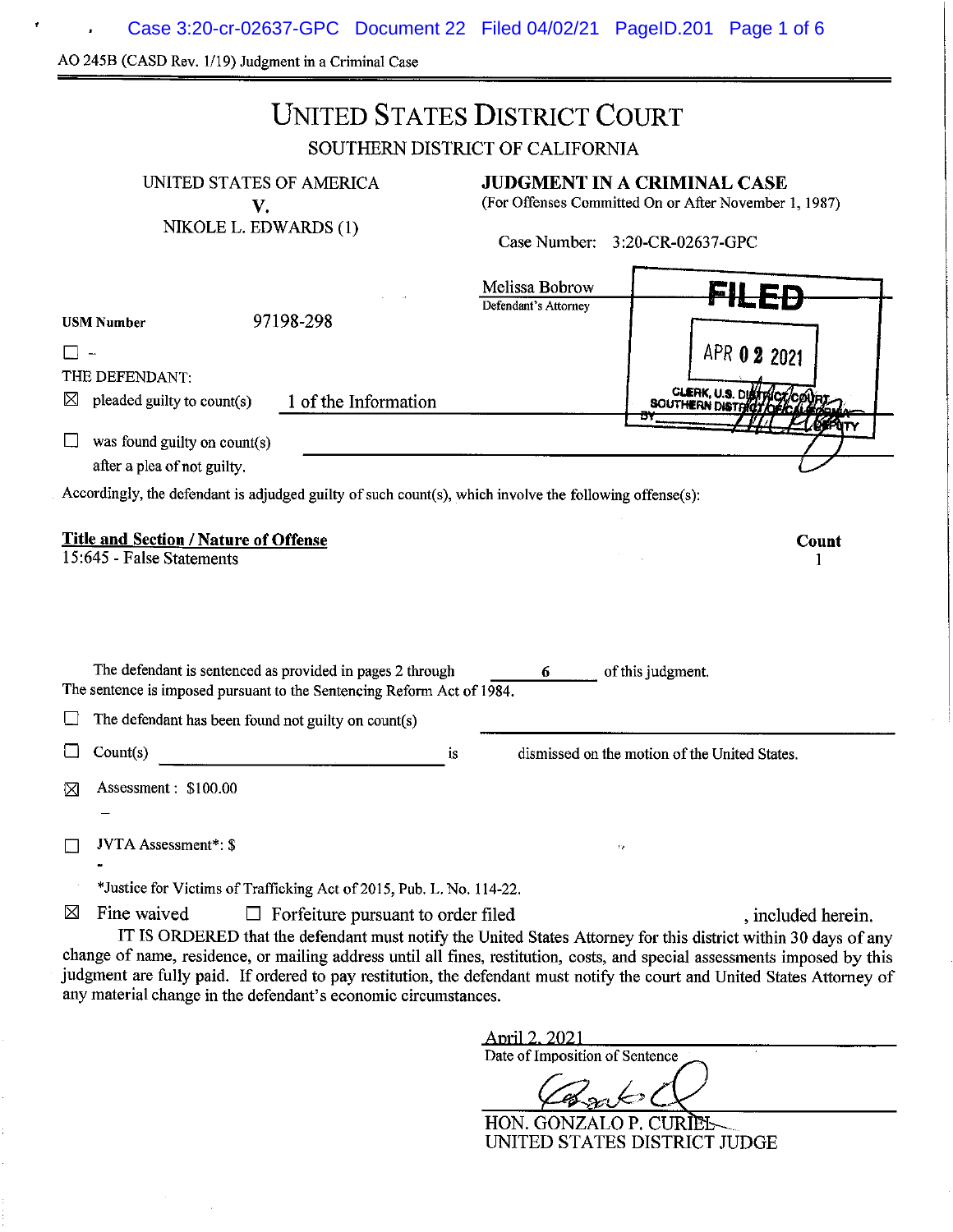AO 245B (CASD Rev. 1/19) Judgment in a Criminal Case

# UNITED STATES DISTRICT COURT

## SOUTHERN DISTRICT OF CALIFORNIA

UNITED STATES OF AMERICA
V.
NIKOLE L. EDWARDS (1)

**JUDGMENT IN A CRIMINAL CASE**
(For Offenses Committed On or After November 1, 1987)

Case Number: 3:20-CR-02637-GPC

Melissa Bobrow
Defendant's Attorney

FILED
APR 02 2021
CLERK, U.S. DISTRICT COURT
SOUTHERN DISTRICT OF CALIFORNIA
BY DEPUTY

**USM Number** 97198-298

☐ –

THE DEFENDANT:

☒ pleaded guilty to count(s) 1 of the Information

☐ was found guilty on count(s) ______________________
after a plea of not guilty.

Accordingly, the defendant is adjudged guilty of such count(s), which involve the following offense(s):

| **Title and Section / Nature of Offense** | **Count** |
|---|---|
| 15:645 - False Statements | 1 |

The defendant is sentenced as provided in pages 2 through 6 of this judgment.
The sentence is imposed pursuant to the Sentencing Reform Act of 1984.

☐ The defendant has been found not guilty on count(s) ______________________

☐ Count(s) ______________________ is dismissed on the motion of the United States.

☒ Assessment : $100.00
–

☐ JVTA Assessment*: $
-

*Justice for Victims of Trafficking Act of 2015, Pub. L. No. 114-22.

☒ Fine waived ☐ Forfeiture pursuant to order filed ______________________, included herein.

IT IS ORDERED that the defendant must notify the United States Attorney for this district within 30 days of any change of name, residence, or mailing address until all fines, restitution, costs, and special assessments imposed by this judgment are fully paid. If ordered to pay restitution, the defendant must notify the court and United States Attorney of any material change in the defendant's economic circumstances.

April 2, 2021
Date of Imposition of Sentence

HON. GONZALO P. CURIEL
UNITED STATES DISTRICT JUDGE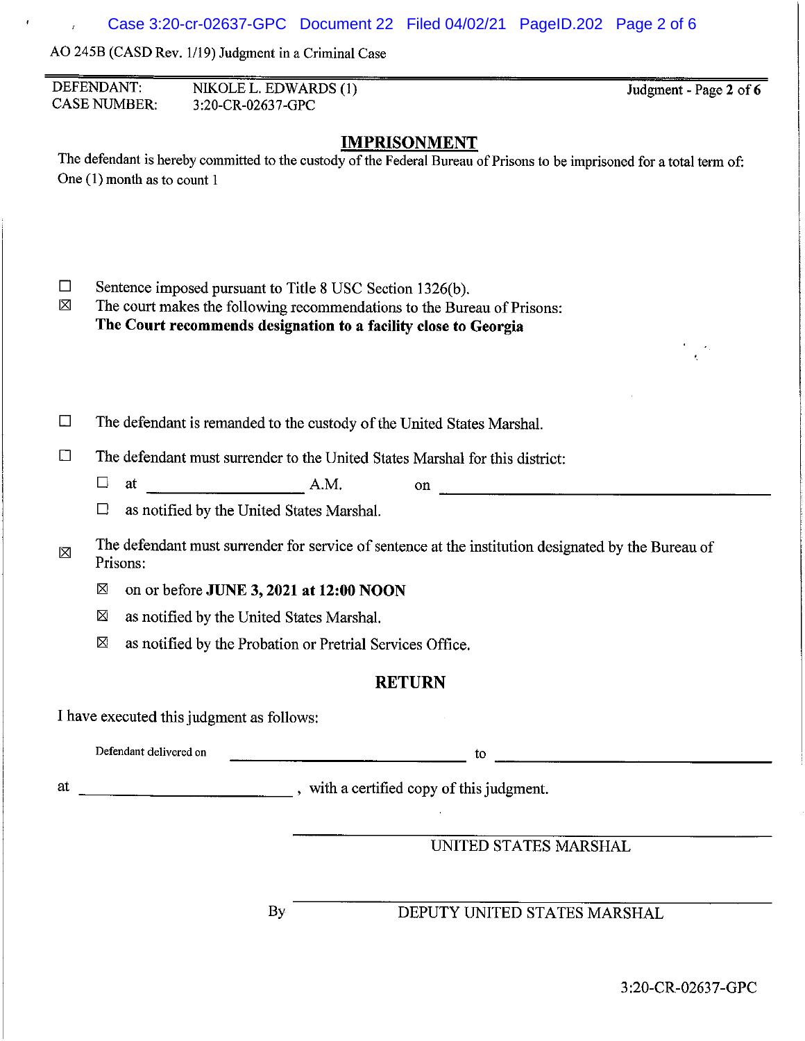AO 245B (CASD Rev. 1/19) Judgment in a Criminal Case

| DEFENDANT: | NIKOLE L. EDWARDS (1) | Judgment - Page **2** of **6** |
|---|---|---|
| CASE NUMBER: | 3:20-CR-02637-GPC | |

## IMPRISONMENT

The defendant is hereby committed to the custody of the Federal Bureau of Prisons to be imprisoned for a total term of:
One (1) month as to count 1

☐ Sentence imposed pursuant to Title 8 USC Section 1326(b).

☒ The court makes the following recommendations to the Bureau of Prisons:
**The Court recommends designation to a facility close to Georgia**

☐ The defendant is remanded to the custody of the United States Marshal.

☐ The defendant must surrender to the United States Marshal for this district:

- ☐ at ____________ A.M. on ____________________
- ☐ as notified by the United States Marshal.

☒ The defendant must surrender for service of sentence at the institution designated by the Bureau of Prisons:

- ☒ on or before **JUNE 3, 2021 at 12:00 NOON**
- ☒ as notified by the United States Marshal.
- ☒ as notified by the Probation or Pretrial Services Office.

## RETURN

I have executed this judgment as follows:

Defendant delivered on ____________________ to ____________________

at ____________________, with a certified copy of this judgment.

____________________
UNITED STATES MARSHAL

By ____________________
DEPUTY UNITED STATES MARSHAL

3:20-CR-02637-GPC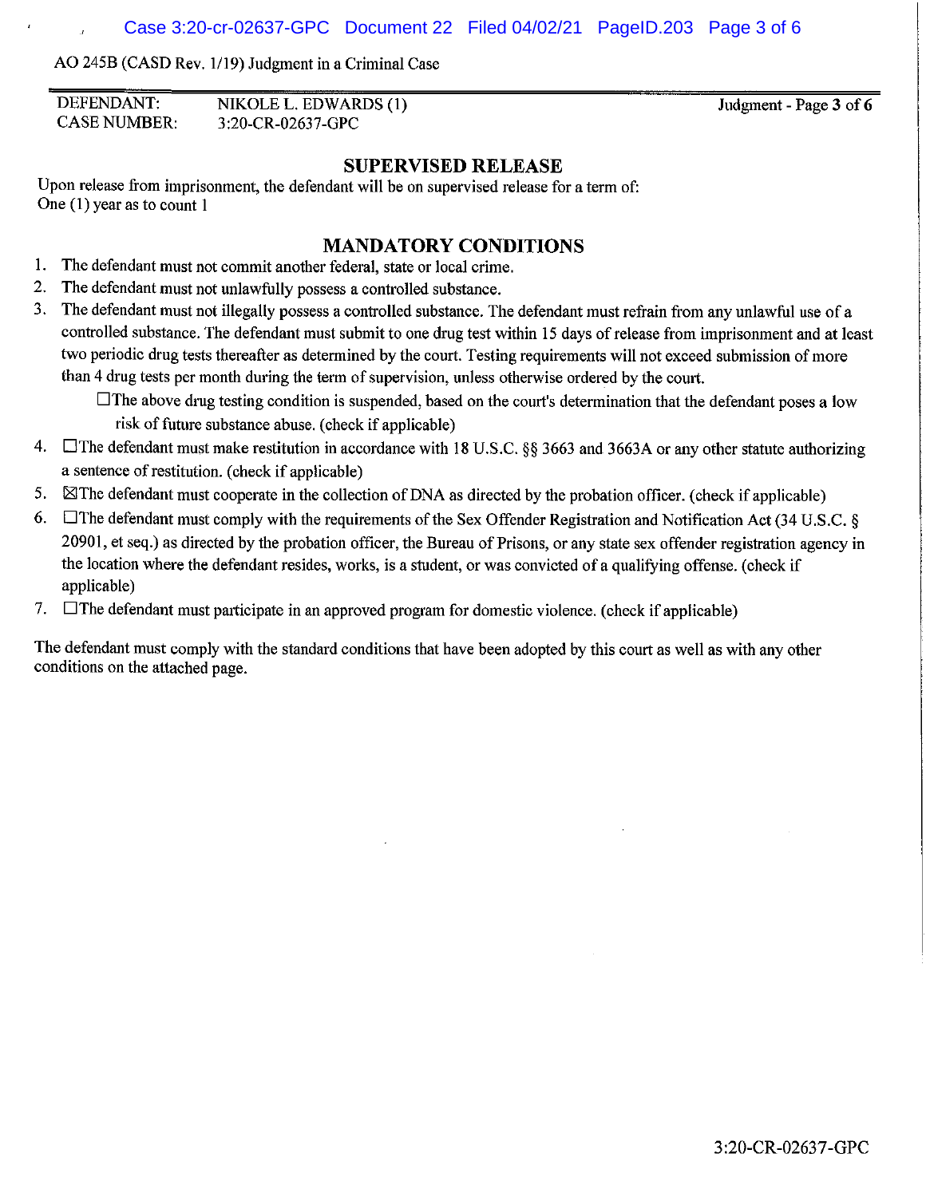AO 245B (CASD Rev. 1/19) Judgment in a Criminal Case

| DEFENDANT: | NIKOLE L. EDWARDS (1) | Judgment - Page **3** of **6** |
| --- | --- | --- |
| CASE NUMBER: | 3:20-CR-02637-GPC | |

## SUPERVISED RELEASE

Upon release from imprisonment, the defendant will be on supervised release for a term of:
One (1) year as to count 1

## MANDATORY CONDITIONS

1. The defendant must not commit another federal, state or local crime.
2. The defendant must not unlawfully possess a controlled substance.
3. The defendant must not illegally possess a controlled substance. The defendant must refrain from any unlawful use of a controlled substance. The defendant must submit to one drug test within 15 days of release from imprisonment and at least two periodic drug tests thereafter as determined by the court. Testing requirements will not exceed submission of more than 4 drug tests per month during the term of supervision, unless otherwise ordered by the court.
   ☐The above drug testing condition is suspended, based on the court's determination that the defendant poses a low risk of future substance abuse. (check if applicable)
4. ☐The defendant must make restitution in accordance with 18 U.S.C. §§ 3663 and 3663A or any other statute authorizing a sentence of restitution. (check if applicable)
5. ☒The defendant must cooperate in the collection of DNA as directed by the probation officer. (check if applicable)
6. ☐The defendant must comply with the requirements of the Sex Offender Registration and Notification Act (34 U.S.C. § 20901, et seq.) as directed by the probation officer, the Bureau of Prisons, or any state sex offender registration agency in the location where the defendant resides, works, is a student, or was convicted of a qualifying offense. (check if applicable)
7. ☐The defendant must participate in an approved program for domestic violence. (check if applicable)

The defendant must comply with the standard conditions that have been adopted by this court as well as with any other conditions on the attached page.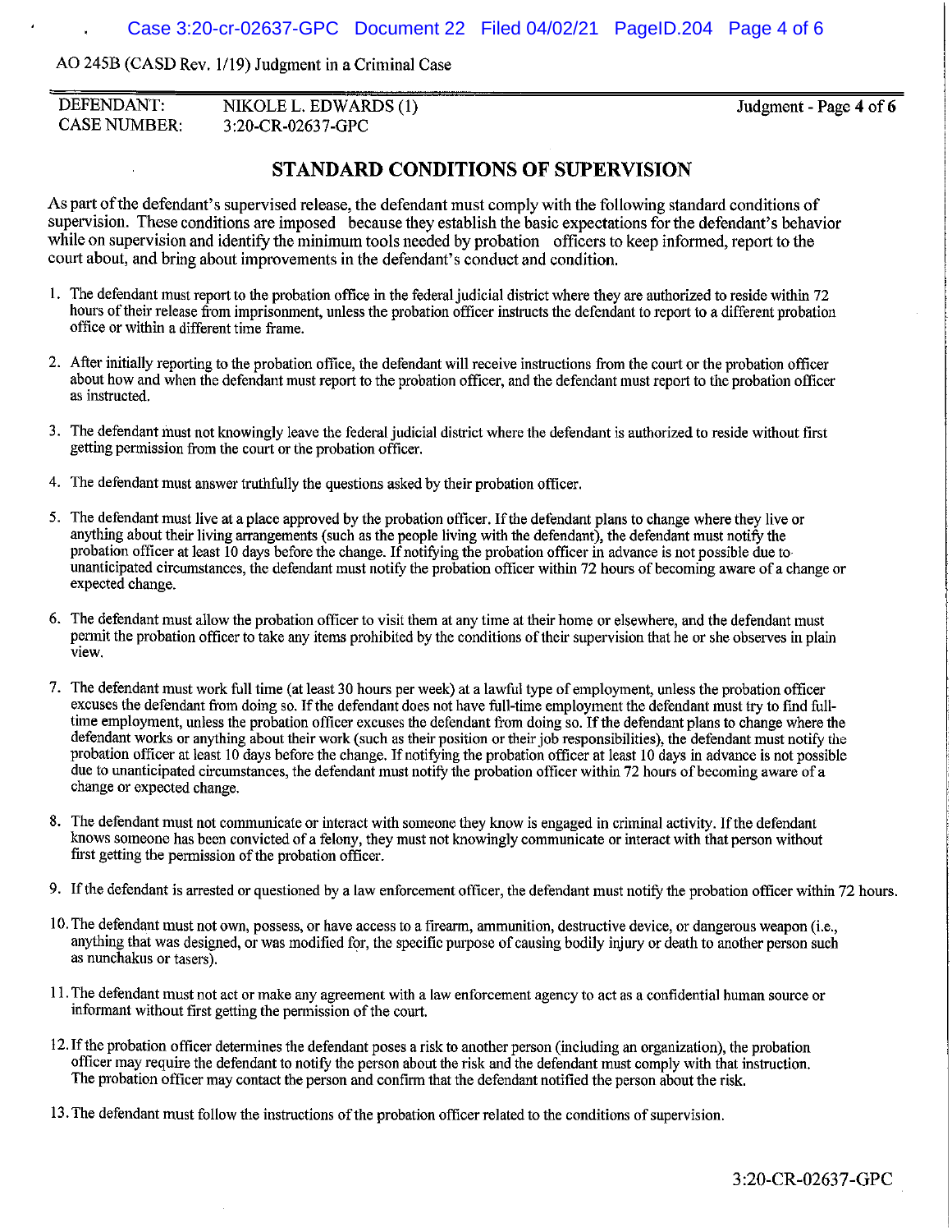AO 245B (CASD Rev. 1/19) Judgment in a Criminal Case

| DEFENDANT: | NIKOLE L. EDWARDS (1) | Judgment - Page 4 of 6 |
| --- | --- | --- |
| CASE NUMBER: | 3:20-CR-02637-GPC | |

## STANDARD CONDITIONS OF SUPERVISION

As part of the defendant's supervised release, the defendant must comply with the following standard conditions of supervision. These conditions are imposed because they establish the basic expectations for the defendant's behavior while on supervision and identify the minimum tools needed by probation officers to keep informed, report to the court about, and bring about improvements in the defendant's conduct and condition.

1. The defendant must report to the probation office in the federal judicial district where they are authorized to reside within 72 hours of their release from imprisonment, unless the probation officer instructs the defendant to report to a different probation office or within a different time frame.

2. After initially reporting to the probation office, the defendant will receive instructions from the court or the probation officer about how and when the defendant must report to the probation officer, and the defendant must report to the probation officer as instructed.

3. The defendant must not knowingly leave the federal judicial district where the defendant is authorized to reside without first getting permission from the court or the probation officer.

4. The defendant must answer truthfully the questions asked by their probation officer.

5. The defendant must live at a place approved by the probation officer. If the defendant plans to change where they live or anything about their living arrangements (such as the people living with the defendant), the defendant must notify the probation officer at least 10 days before the change. If notifying the probation officer in advance is not possible due to unanticipated circumstances, the defendant must notify the probation officer within 72 hours of becoming aware of a change or expected change.

6. The defendant must allow the probation officer to visit them at any time at their home or elsewhere, and the defendant must permit the probation officer to take any items prohibited by the conditions of their supervision that he or she observes in plain view.

7. The defendant must work full time (at least 30 hours per week) at a lawful type of employment, unless the probation officer excuses the defendant from doing so. If the defendant does not have full-time employment the defendant must try to find full-time employment, unless the probation officer excuses the defendant from doing so. If the defendant plans to change where the defendant works or anything about their work (such as their position or their job responsibilities), the defendant must notify the probation officer at least 10 days before the change. If notifying the probation officer at least 10 days in advance is not possible due to unanticipated circumstances, the defendant must notify the probation officer within 72 hours of becoming aware of a change or expected change.

8. The defendant must not communicate or interact with someone they know is engaged in criminal activity. If the defendant knows someone has been convicted of a felony, they must not knowingly communicate or interact with that person without first getting the permission of the probation officer.

9. If the defendant is arrested or questioned by a law enforcement officer, the defendant must notify the probation officer within 72 hours.

10. The defendant must not own, possess, or have access to a firearm, ammunition, destructive device, or dangerous weapon (i.e., anything that was designed, or was modified for, the specific purpose of causing bodily injury or death to another person such as nunchakus or tasers).

11. The defendant must not act or make any agreement with a law enforcement agency to act as a confidential human source or informant without first getting the permission of the court.

12. If the probation officer determines the defendant poses a risk to another person (including an organization), the probation officer may require the defendant to notify the person about the risk and the defendant must comply with that instruction. The probation officer may contact the person and confirm that the defendant notified the person about the risk.

13. The defendant must follow the instructions of the probation officer related to the conditions of supervision.

3:20-CR-02637-GPC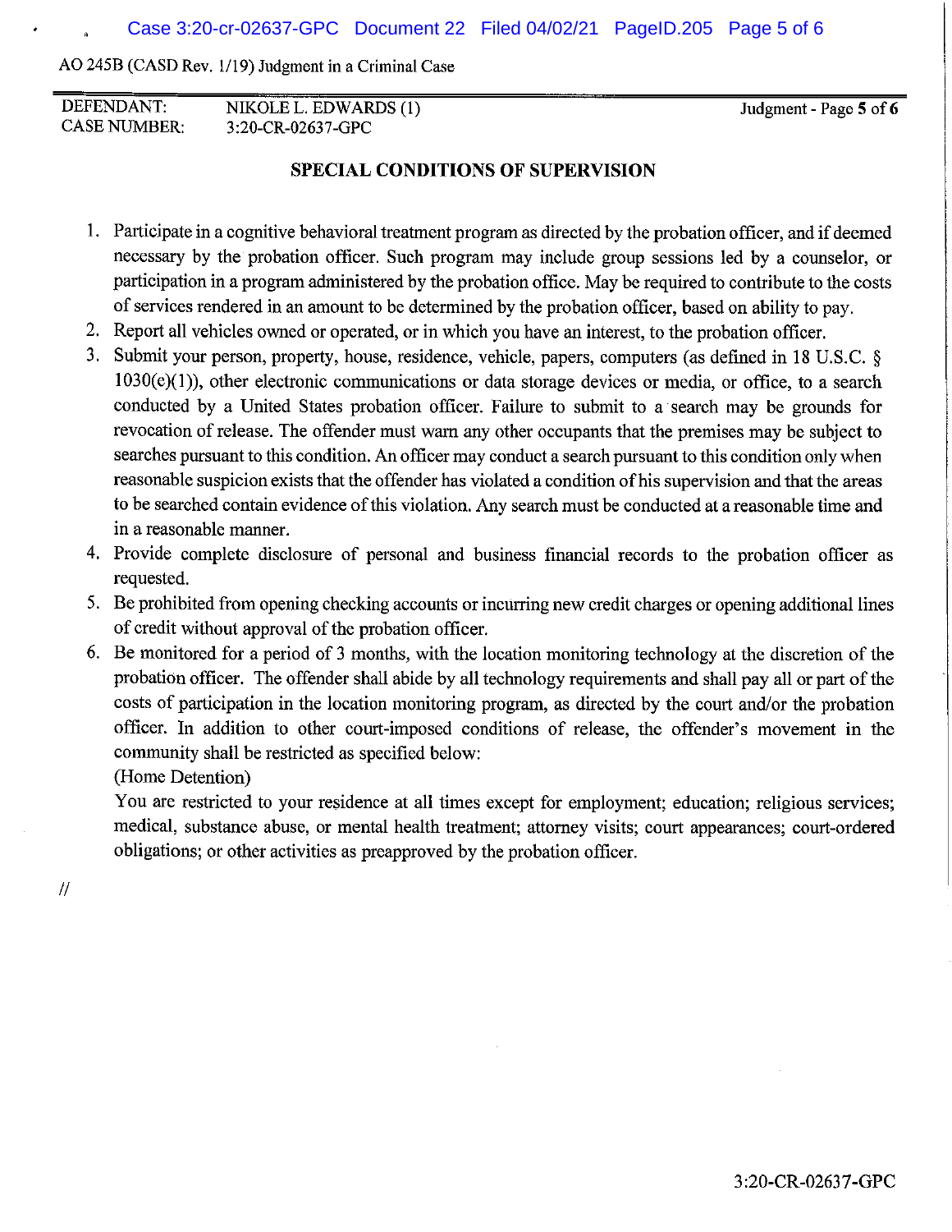| DEFENDANT: | NIKOLE L. EDWARDS (1) |
|---|---|
| CASE NUMBER: | 3:20-CR-02637-GPC |

## SPECIAL CONDITIONS OF SUPERVISION

1. Participate in a cognitive behavioral treatment program as directed by the probation officer, and if deemed necessary by the probation officer. Such program may include group sessions led by a counselor, or participation in a program administered by the probation office. May be required to contribute to the costs of services rendered in an amount to be determined by the probation officer, based on ability to pay.
2. Report all vehicles owned or operated, or in which you have an interest, to the probation officer.
3. Submit your person, property, house, residence, vehicle, papers, computers (as defined in 18 U.S.C. § 1030(e)(1)), other electronic communications or data storage devices or media, or office, to a search conducted by a United States probation officer. Failure to submit to a search may be grounds for revocation of release. The offender must warn any other occupants that the premises may be subject to searches pursuant to this condition. An officer may conduct a search pursuant to this condition only when reasonable suspicion exists that the offender has violated a condition of his supervision and that the areas to be searched contain evidence of this violation. Any search must be conducted at a reasonable time and in a reasonable manner.
4. Provide complete disclosure of personal and business financial records to the probation officer as requested.
5. Be prohibited from opening checking accounts or incurring new credit charges or opening additional lines of credit without approval of the probation officer.
6. Be monitored for a period of 3 months, with the location monitoring technology at the discretion of the probation officer. The offender shall abide by all technology requirements and shall pay all or part of the costs of participation in the location monitoring program, as directed by the court and/or the probation officer. In addition to other court-imposed conditions of release, the offender's movement in the community shall be restricted as specified below:

   (Home Detention)

   You are restricted to your residence at all times except for employment; education; religious services; medical, substance abuse, or mental health treatment; attorney visits; court appearances; court-ordered obligations; or other activities as preapproved by the probation officer.

//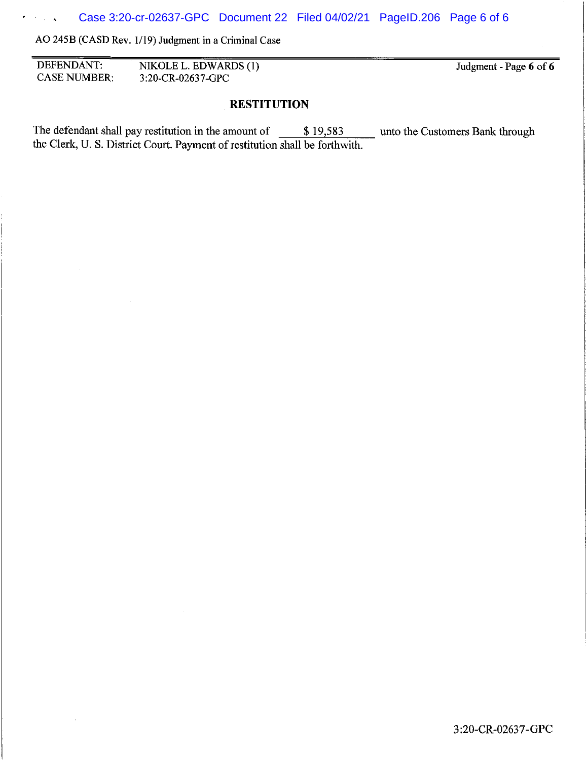AO 245B (CASD Rev. 1/19) Judgment in a Criminal Case

| | | |
|---|---|---|
| DEFENDANT: | NIKOLE L. EDWARDS (1) | Judgment - Page **6** of **6** |
| CASE NUMBER: | 3:20-CR-02637-GPC | |

## RESTITUTION

The defendant shall pay restitution in the amount of $ 19,583 unto the Customers Bank through the Clerk, U. S. District Court. Payment of restitution shall be forthwith.